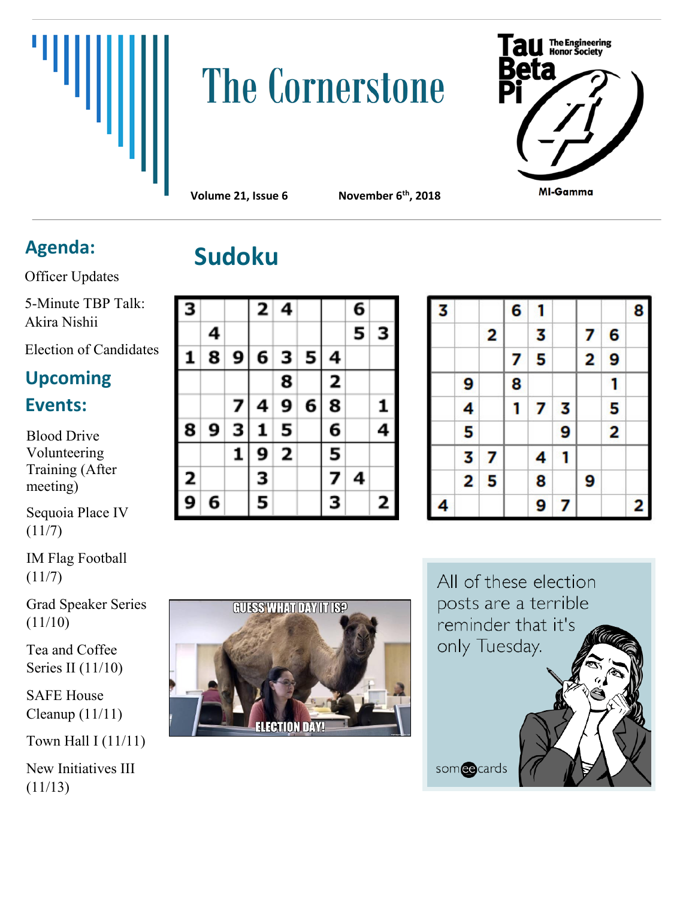# The Cornerstone

**Volume 21, Issue 6** **November 6th, 2018**

Tau Beta Pi — The Engineering Honor Society — MI-Gamma

## Agenda:

Officer Updates

5-Minute TBP Talk: Akira Nishii

Election of Candidates

## Upcoming Events:

Blood Drive Volunteering Training (After meeting)

Sequoia Place IV (11/7)

IM Flag Football (11/7)

Grad Speaker Series (11/10)

Tea and Coffee Series II (11/10)

SAFE House Cleanup (11/11)

Town Hall I (11/11)

New Initiatives III (11/13)

## Sudoku

| | | | | | | | | |
|---|---|---|---|---|---|---|---|---|
| 3 | | | 2 | 4 | | | 6 | |
| | 4 | | | | | | 5 | 3 |
| 1 | 8 | 9 | 6 | 3 | 5 | 4 | | |
| | | | | 8 | | 2 | | |
| | | 7 | 4 | 9 | 6 | 8 | | 1 |
| 8 | 9 | 3 | 1 | 5 | | 6 | | 4 |
| | | 1 | 9 | 2 | | 5 | | |
| 2 | | | 3 | | | 7 | 4 | |
| 9 | 6 | | 5 | | | 3 | | 2 |

| | | | | | | | | |
|---|---|---|---|---|---|---|---|---|
| 3 | | | 6 | 1 | | | | 8 |
| | | 2 | | 3 | | 7 | 6 | |
| | | | 7 | 5 | | 2 | 9 | |
| | 9 | | 8 | | | | 1 | |
| | 4 | | 1 | 7 | 3 | | 5 | |
| | 5 | | | | 9 | | 2 | |
| | 3 | 7 | | 4 | 1 | | | |
| | 2 | 5 | | 8 | | 9 | | |
| 4 | | | | 9 | 7 | | | 2 |

GUESS WHAT DAY IT IS? ELECTION DAY!

All of these election posts are a terrible reminder that it's only Tuesday.

someecards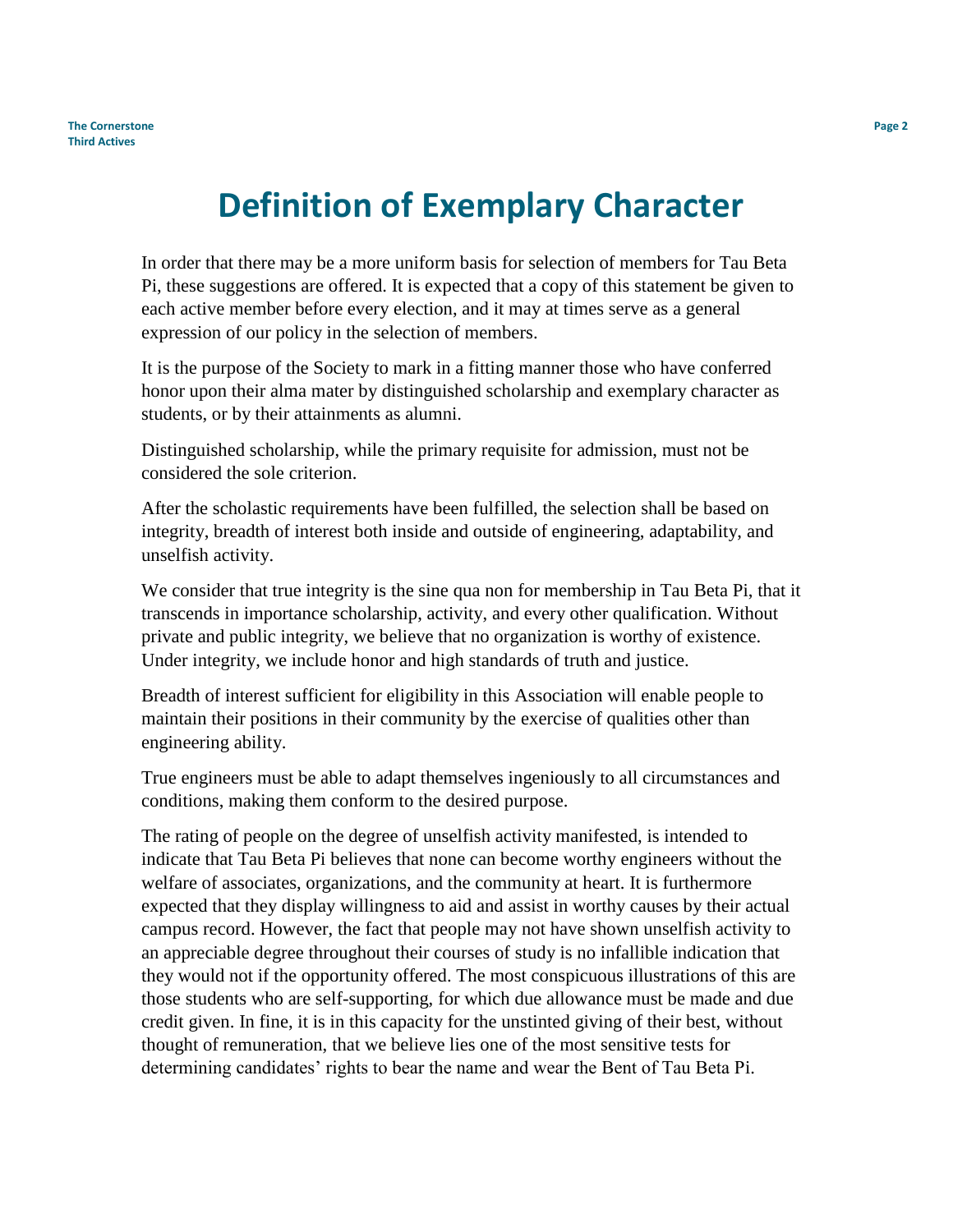# Definition of Exemplary Character

In order that there may be a more uniform basis for selection of members for Tau Beta Pi, these suggestions are offered. It is expected that a copy of this statement be given to each active member before every election, and it may at times serve as a general expression of our policy in the selection of members.

It is the purpose of the Society to mark in a fitting manner those who have conferred honor upon their alma mater by distinguished scholarship and exemplary character as students, or by their attainments as alumni.

Distinguished scholarship, while the primary requisite for admission, must not be considered the sole criterion.

After the scholastic requirements have been fulfilled, the selection shall be based on integrity, breadth of interest both inside and outside of engineering, adaptability, and unselfish activity.

We consider that true integrity is the sine qua non for membership in Tau Beta Pi, that it transcends in importance scholarship, activity, and every other qualification. Without private and public integrity, we believe that no organization is worthy of existence. Under integrity, we include honor and high standards of truth and justice.

Breadth of interest sufficient for eligibility in this Association will enable people to maintain their positions in their community by the exercise of qualities other than engineering ability.

True engineers must be able to adapt themselves ingeniously to all circumstances and conditions, making them conform to the desired purpose.

The rating of people on the degree of unselfish activity manifested, is intended to indicate that Tau Beta Pi believes that none can become worthy engineers without the welfare of associates, organizations, and the community at heart. It is furthermore expected that they display willingness to aid and assist in worthy causes by their actual campus record. However, the fact that people may not have shown unselfish activity to an appreciable degree throughout their courses of study is no infallible indication that they would not if the opportunity offered. The most conspicuous illustrations of this are those students who are self-supporting, for which due allowance must be made and due credit given. In fine, it is in this capacity for the unstinted giving of their best, without thought of remuneration, that we believe lies one of the most sensitive tests for determining candidates' rights to bear the name and wear the Bent of Tau Beta Pi.